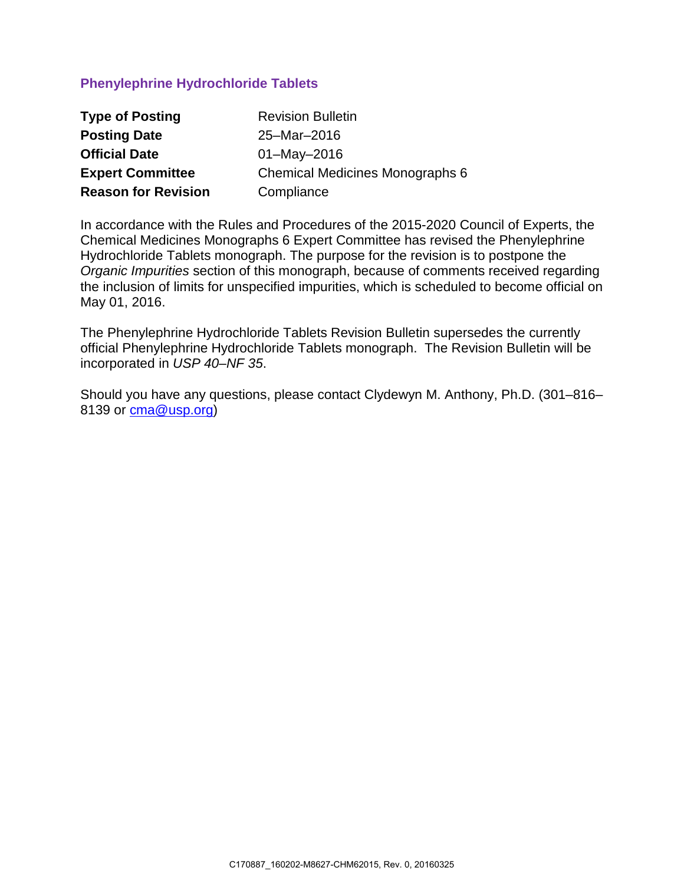# Phenylephrine Hydrochloride Tablets

| | |
|---|---|
| **Type of Posting** | Revision Bulletin |
| **Posting Date** | 25–Mar–2016 |
| **Official Date** | 01–May–2016 |
| **Expert Committee** | Chemical Medicines Monographs 6 |
| **Reason for Revision** | Compliance |

In accordance with the Rules and Procedures of the 2015-2020 Council of Experts, the Chemical Medicines Monographs 6 Expert Committee has revised the Phenylephrine Hydrochloride Tablets monograph. The purpose for the revision is to postpone the *Organic Impurities* section of this monograph, because of comments received regarding the inclusion of limits for unspecified impurities, which is scheduled to become official on May 01, 2016.

The Phenylephrine Hydrochloride Tablets Revision Bulletin supersedes the currently official Phenylephrine Hydrochloride Tablets monograph. The Revision Bulletin will be incorporated in *USP 40–NF 35*.

Should you have any questions, please contact Clydewyn M. Anthony, Ph.D. (301–816–8139 or cma@usp.org)

C170887_160202-M8627-CHM62015, Rev. 0, 20160325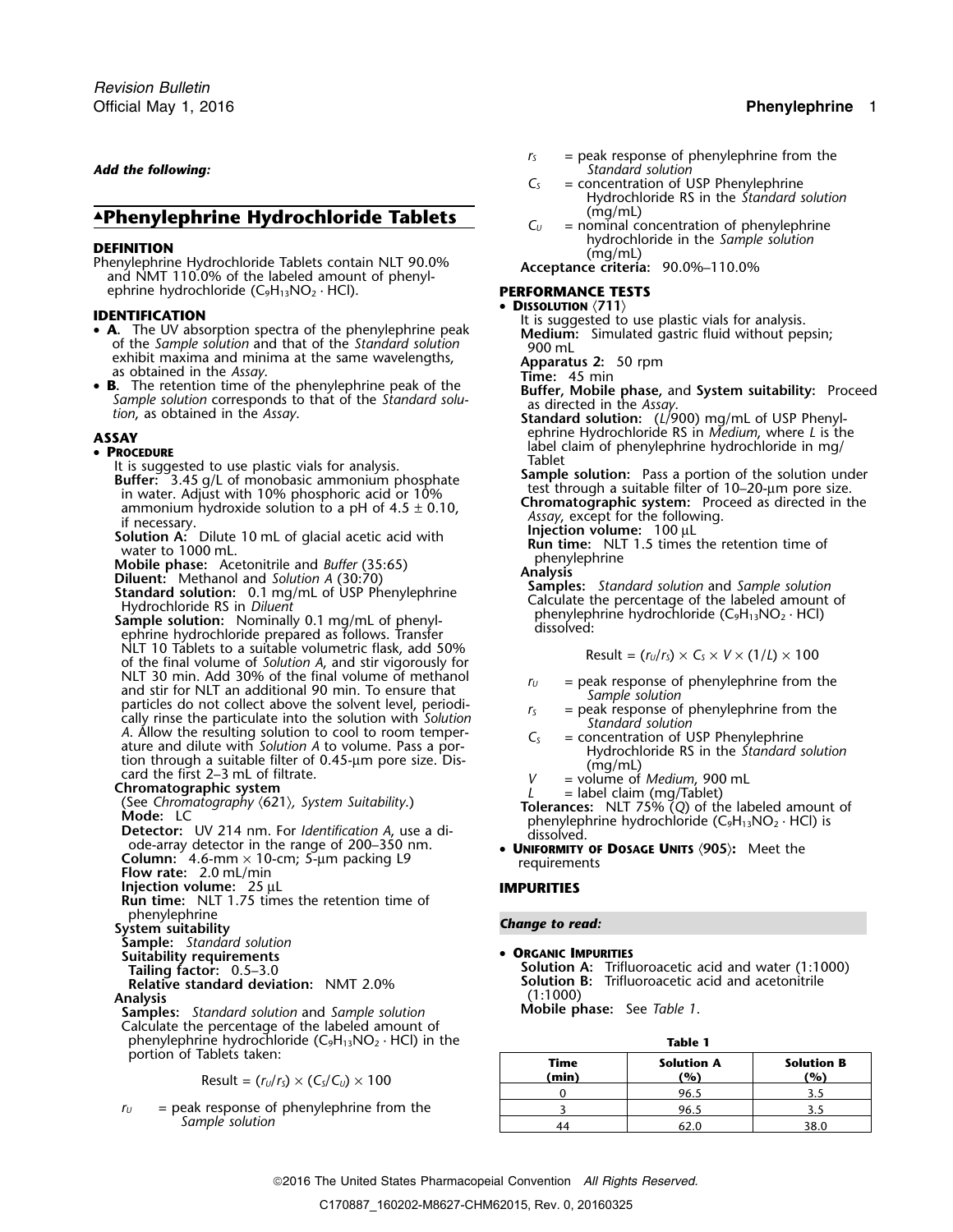*Add the following:*

# ▲Phenylephrine Hydrochloride Tablets

## DEFINITION

Phenylephrine Hydrochloride Tablets contain NLT 90.0% and NMT 110.0% of the labeled amount of phenylephrine hydrochloride ($C_9H_{13}NO_2 \cdot HCl$).

## IDENTIFICATION

- **A.** The UV absorption spectra of the phenylephrine peak of the *Sample solution* and that of the *Standard solution* exhibit maxima and minima at the same wavelengths, as obtained in the *Assay*.
- **B.** The retention time of the phenylephrine peak of the *Sample solution* corresponds to that of the *Standard solution*, as obtained in the *Assay*.

## ASSAY

- **PROCEDURE**

It is suggested to use plastic vials for analysis.

**Buffer:** 3.45 g/L of monobasic ammonium phosphate in water. Adjust with 10% phosphoric acid or 10% ammonium hydroxide solution to a pH of 4.5 ± 0.10, if necessary.

**Solution A:** Dilute 10 mL of glacial acetic acid with water to 1000 mL.

**Mobile phase:** Acetonitrile and *Buffer* (35:65)

**Diluent:** Methanol and *Solution A* (30:70)

**Standard solution:** 0.1 mg/mL of USP Phenylephrine Hydrochloride RS in *Diluent*

**Sample solution:** Nominally 0.1 mg/mL of phenylephrine hydrochloride prepared as follows. Transfer NLT 10 Tablets to a suitable volumetric flask, add 50% of the final volume of *Solution A*, and stir vigorously for NLT 30 min. Add 30% of the final volume of methanol and stir for NLT an additional 90 min. To ensure that particles do not collect above the solvent level, periodically rinse the particulate into the solution with *Solution A*. Allow the resulting solution to cool to room temperature and dilute with *Solution A* to volume. Pass a portion through a suitable filter of 0.45-µm pore size. Discard the first 2–3 mL of filtrate.

**Chromatographic system**

(See *Chromatography* ⟨621⟩, *System Suitability*.)

**Mode:** LC

**Detector:** UV 214 nm. For *Identification A*, use a diode-array detector in the range of 200–350 nm.

**Column:** 4.6-mm × 10-cm; 5-µm packing L9

**Flow rate:** 2.0 mL/min

**Injection volume:** 25 µL

**Run time:** NLT 1.75 times the retention time of phenylephrine

**System suitability**

**Sample:** *Standard solution*

**Suitability requirements**

**Tailing factor:** 0.5–3.0

**Relative standard deviation:** NMT 2.0%

**Analysis**

**Samples:** *Standard solution* and *Sample solution*

Calculate the percentage of the labeled amount of phenylephrine hydrochloride ($C_9H_{13}NO_2 \cdot HCl$) in the portion of Tablets taken:

$$\text{Result} = (r_U/r_S) \times (C_S/C_U) \times 100$$

$r_U$ = peak response of phenylephrine from the *Sample solution*

$r_S$ = peak response of phenylephrine from the *Standard solution*

$C_S$ = concentration of USP Phenylephrine Hydrochloride RS in the *Standard solution* (mg/mL)

$C_U$ = nominal concentration of phenylephrine hydrochloride in the *Sample solution* (mg/mL)

**Acceptance criteria:** 90.0%–110.0%

## PERFORMANCE TESTS

- **DISSOLUTION ⟨711⟩**

It is suggested to use plastic vials for analysis.

**Medium:** Simulated gastric fluid without pepsin; 900 mL

**Apparatus 2:** 50 rpm

**Time:** 45 min

**Buffer, Mobile phase,** and **System suitability:** Proceed as directed in the *Assay*.

**Standard solution:** ($L$/900) mg/mL of USP Phenylephrine Hydrochloride RS in *Medium*, where $L$ is the label claim of phenylephrine hydrochloride in mg/Tablet

**Sample solution:** Pass a portion of the solution under test through a suitable filter of 10–20-µm pore size.

**Chromatographic system:** Proceed as directed in the *Assay*, except for the following.

**Injection volume:** 100 µL

**Run time:** NLT 1.5 times the retention time of phenylephrine

**Analysis**

**Samples:** *Standard solution* and *Sample solution*

Calculate the percentage of the labeled amount of phenylephrine hydrochloride ($C_9H_{13}NO_2 \cdot HCl$) dissolved:

$$\text{Result} = (r_U/r_S) \times C_S \times V \times (1/L) \times 100$$

$r_U$ = peak response of phenylephrine from the *Sample solution*

$r_S$ = peak response of phenylephrine from the *Standard solution*

$C_S$ = concentration of USP Phenylephrine Hydrochloride RS in the *Standard solution* (mg/mL)

$V$ = volume of *Medium*, 900 mL

$L$ = label claim (mg/Tablet)

**Tolerances:** NLT 75% ($Q$) of the labeled amount of phenylephrine hydrochloride ($C_9H_{13}NO_2 \cdot HCl$) is dissolved.

- **UNIFORMITY OF DOSAGE UNITS ⟨905⟩:** Meet the requirements

## IMPURITIES

*Change to read:*

- **ORGANIC IMPURITIES**

**Solution A:** Trifluoroacetic acid and water (1:1000)

**Solution B:** Trifluoroacetic acid and acetonitrile (1:1000)

**Mobile phase:** See *Table 1*.

**Table 1**

| Time (min) | Solution A (%) | Solution B (%) |
|---|---|---|
| 0 | 96.5 | 3.5 |
| 3 | 96.5 | 3.5 |
| 44 | 62.0 | 38.0 |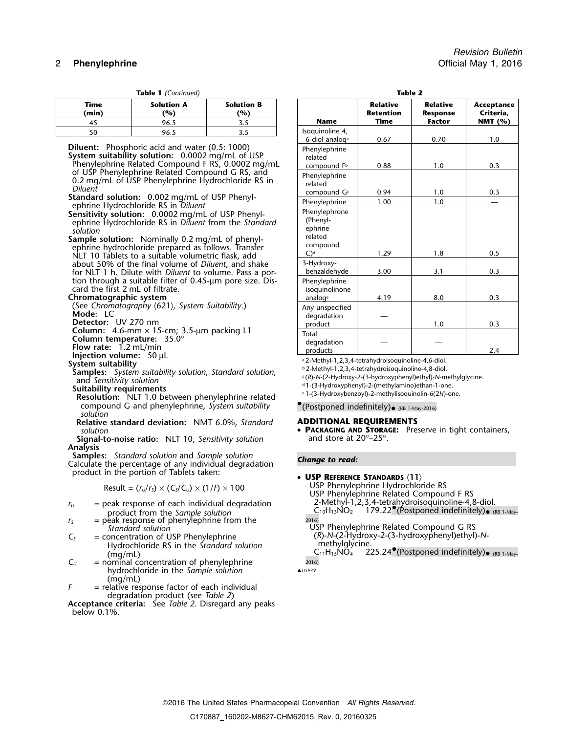**Table 1** *(Continued)*

| Time (min) | Solution A (%) | Solution B (%) |
|---|---|---|
| 45 | 96.5 | 3.5 |
| 50 | 96.5 | 3.5 |

**Diluent:** Phosphoric acid and water (0.5: 1000)

**System suitability solution:** 0.0002 mg/mL of USP Phenylephrine Related Compound F RS, 0.0002 mg/mL of USP Phenylephrine Related Compound G RS, and 0.2 mg/mL of USP Phenylephrine Hydrochloride RS in *Diluent*

**Standard solution:** 0.002 mg/mL of USP Phenylephrine Hydrochloride RS in *Diluent*

**Sensitivity solution:** 0.0002 mg/mL of USP Phenylephrine Hydrochloride RS in *Diluent* from the *Standard solution*

**Sample solution:** Nominally 0.2 mg/mL of phenylephrine hydrochloride prepared as follows. Transfer NLT 10 Tablets to a suitable volumetric flask, add about 50% of the final volume of *Diluent*, and shake for NLT 1 h. Dilute with *Diluent* to volume. Pass a portion through a suitable filter of 0.45-µm pore size. Discard the first 2 mL of filtrate.

**Chromatographic system**

(See *Chromatography* ⟨621⟩*, System Suitability.*)

**Mode:** LC

**Detector:** UV 270 nm

**Column:** 4.6-mm × 15-cm; 3.5-µm packing L1

**Column temperature:** 35.0°

**Flow rate:** 1.2 mL/min

**Injection volume:** 50 µL

**System suitability**

**Samples:** *System suitability solution*, *Standard solution*, and *Sensitivity solution*

**Suitability requirements**

**Resolution:** NLT 1.0 between phenylephrine related compound G and phenylephrine, *System suitability solution*

**Relative standard deviation:** NMT 6.0%, *Standard solution*

**Signal-to-noise ratio:** NLT 10, *Sensitivity solution*

**Analysis**

**Samples:** *Standard solution* and *Sample solution*

Calculate the percentage of any individual degradation product in the portion of Tablets taken:

$$\text{Result} = (r_U/r_S) \times (C_S/C_U) \times (1/F) \times 100$$

$r_U$ = peak response of each individual degradation product from the *Sample solution*

$r_S$ = peak response of phenylephrine from the *Standard solution*

$C_S$ = concentration of USP Phenylephrine Hydrochloride RS in the *Standard solution* (mg/mL)

$C_U$ = nominal concentration of phenylephrine hydrochloride in the *Sample solution* (mg/mL)

$F$ = relative response factor of each individual degradation product (see *Table 2*)

**Acceptance criteria:** See *Table 2*. Disregard any peaks below 0.1%.

**Table 2**

| Name | Relative Retention Time | Relative Response Factor | Acceptance Criteria, NMT (%) |
|---|---|---|---|
| Isoquinoline 4, 6-diol analog[a] | 0.67 | 0.70 | 1.0 |
| Phenylephrine related compound F[b] | 0.88 | 1.0 | 0.3 |
| Phenylephrine related compound G[c] | 0.94 | 1.0 | 0.3 |
| Phenylephrine | 1.00 | 1.0 | — |
| Phenylephrone (Phenylephrine related compound C)[d] | 1.29 | 1.8 | 0.5 |
| 3-Hydroxybenzaldehyde | 3.00 | 3.1 | 0.3 |
| Phenylephrine isoquinolinone analog[e] | 4.19 | 8.0 | 0.3 |
| Any unspecified degradation product | — | 1.0 | 0.3 |
| Total degradation products | — | — | 2.4 |

[a] 2-Methyl-1,2,3,4-tetrahydroisoquinoline-4,6-diol.
[b] 2-Methyl-1,2,3,4-tetrahydroisoquinoline-4,8-diol.
[c] (*R*)-*N*-(2-Hydroxy-2-(3-hydroxyphenyl)ethyl)-*N*-methylglycine.
[d] 1-(3-Hydroxyphenyl)-2-(methylamino)ethan-1-one.
[e] 1-(3-Hydroxybenzoyl)-2-methylisoquinolin-6(2*H*)-one.

•(Postponed indefinitely)• (RB 1-May-2016)

## ADDITIONAL REQUIREMENTS

- **PACKAGING AND STORAGE:** Preserve in tight containers, and store at 20°–25°.

*Change to read:*

- **USP REFERENCE STANDARDS** ⟨11⟩
  USP Phenylephrine Hydrochloride RS
  USP Phenylephrine Related Compound F RS
  2-Methyl-1,2,3,4-tetrahydroisoquinoline-4,8-diol.
  $C_{10}H_{13}NO_2$ 179.22•(Postponed indefinitely)• (RB 1-May-2016)
  USP Phenylephrine Related Compound G RS
  (*R*)-*N*-(2-Hydroxy-2-(3-hydroxyphenyl)ethyl)-*N*-methylglycine.
  $C_{11}H_{15}NO_4$ 225.24•(Postponed indefinitely)• (RB 1-May-2016)

▲*USP39*